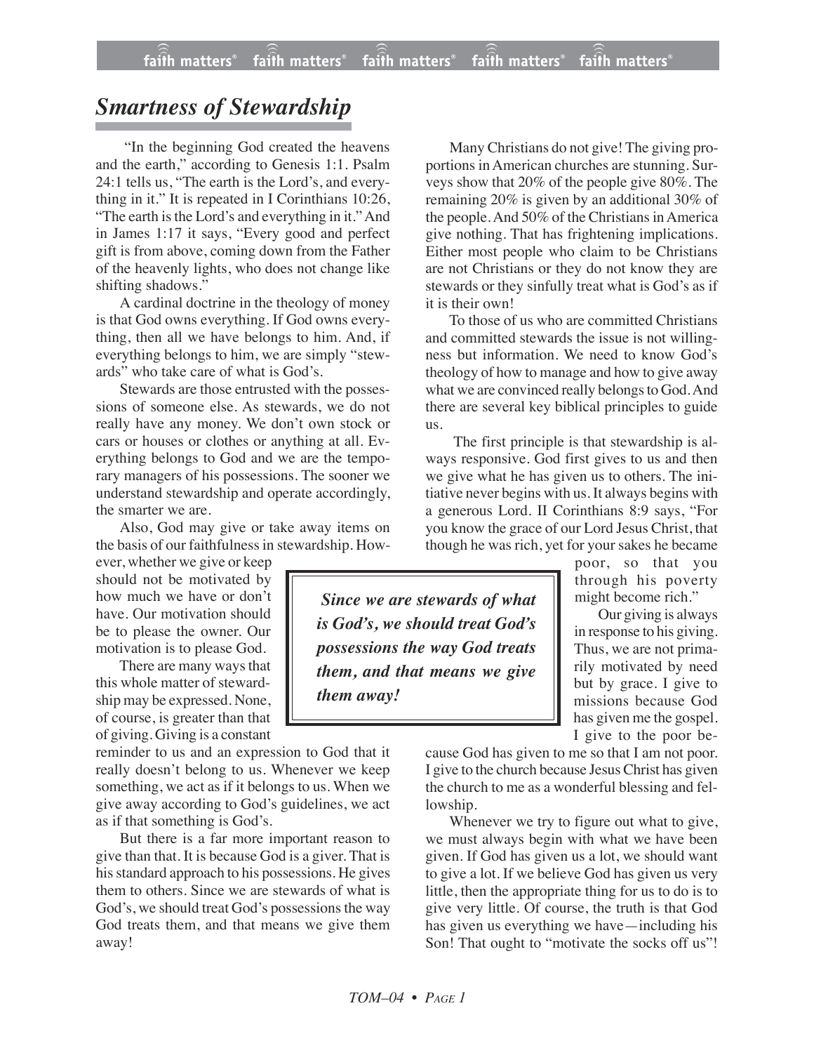# Smartness of Stewardship

"In the beginning God created the heavens and the earth," according to Genesis 1:1. Psalm 24:1 tells us, "The earth is the Lord's, and everything in it." It is repeated in I Corinthians 10:26, "The earth is the Lord's and everything in it." And in James 1:17 it says, "Every good and perfect gift is from above, coming down from the Father of the heavenly lights, who does not change like shifting shadows."

A cardinal doctrine in the theology of money is that God owns everything. If God owns everything, then all we have belongs to him. And, if everything belongs to him, we are simply "stewards" who take care of what is God's.

Stewards are those entrusted with the possessions of someone else. As stewards, we do not really have any money. We don't own stock or cars or houses or clothes or anything at all. Everything belongs to God and we are the temporary managers of his possessions. The sooner we understand stewardship and operate accordingly, the smarter we are.

Also, God may give or take away items on the basis of our faithfulness in stewardship. However, whether we give or keep should not be motivated by how much we have or don't have. Our motivation should be to please the owner. Our motivation is to please God.

There are many ways that this whole matter of stewardship may be expressed. None, of course, is greater than that of giving. Giving is a constant reminder to us and an expression to God that it really doesn't belong to us. Whenever we keep something, we act as if it belongs to us. When we give away according to God's guidelines, we act as if that something is God's.

But there is a far more important reason to give than that. It is because God is a giver. That is his standard approach to his possessions. He gives them to others. Since we are stewards of what is God's, we should treat God's possessions the way God treats them, and that means we give them away!

> ***Since we are stewards of what is God's, we should treat God's possessions the way God treats them, and that means we give them away!***

Many Christians do not give! The giving proportions in American churches are stunning. Surveys show that 20% of the people give 80%. The remaining 20% is given by an additional 30% of the people. And 50% of the Christians in America give nothing. That has frightening implications. Either most people who claim to be Christians are not Christians or they do not know they are stewards or they sinfully treat what is God's as if it is their own!

To those of us who are committed Christians and committed stewards the issue is not willingness but information. We need to know God's theology of how to manage and how to give away what we are convinced really belongs to God. And there are several key biblical principles to guide us.

The first principle is that stewardship is always responsive. God first gives to us and then we give what he has given us to others. The initiative never begins with us. It always begins with a generous Lord. II Corinthians 8:9 says, "For you know the grace of our Lord Jesus Christ, that though he was rich, yet for your sakes he became poor, so that you through his poverty might become rich."

Our giving is always in response to his giving. Thus, we are not primarily motivated by need but by grace. I give to missions because God has given me the gospel. I give to the poor because God has given to me so that I am not poor. I give to the church because Jesus Christ has given the church to me as a wonderful blessing and fellowship.

Whenever we try to figure out what to give, we must always begin with what we have been given. If God has given us a lot, we should want to give a lot. If we believe God has given us very little, then the appropriate thing for us to do is to give very little. Of course, the truth is that God has given us everything we have—including his Son! That ought to "motivate the socks off us"!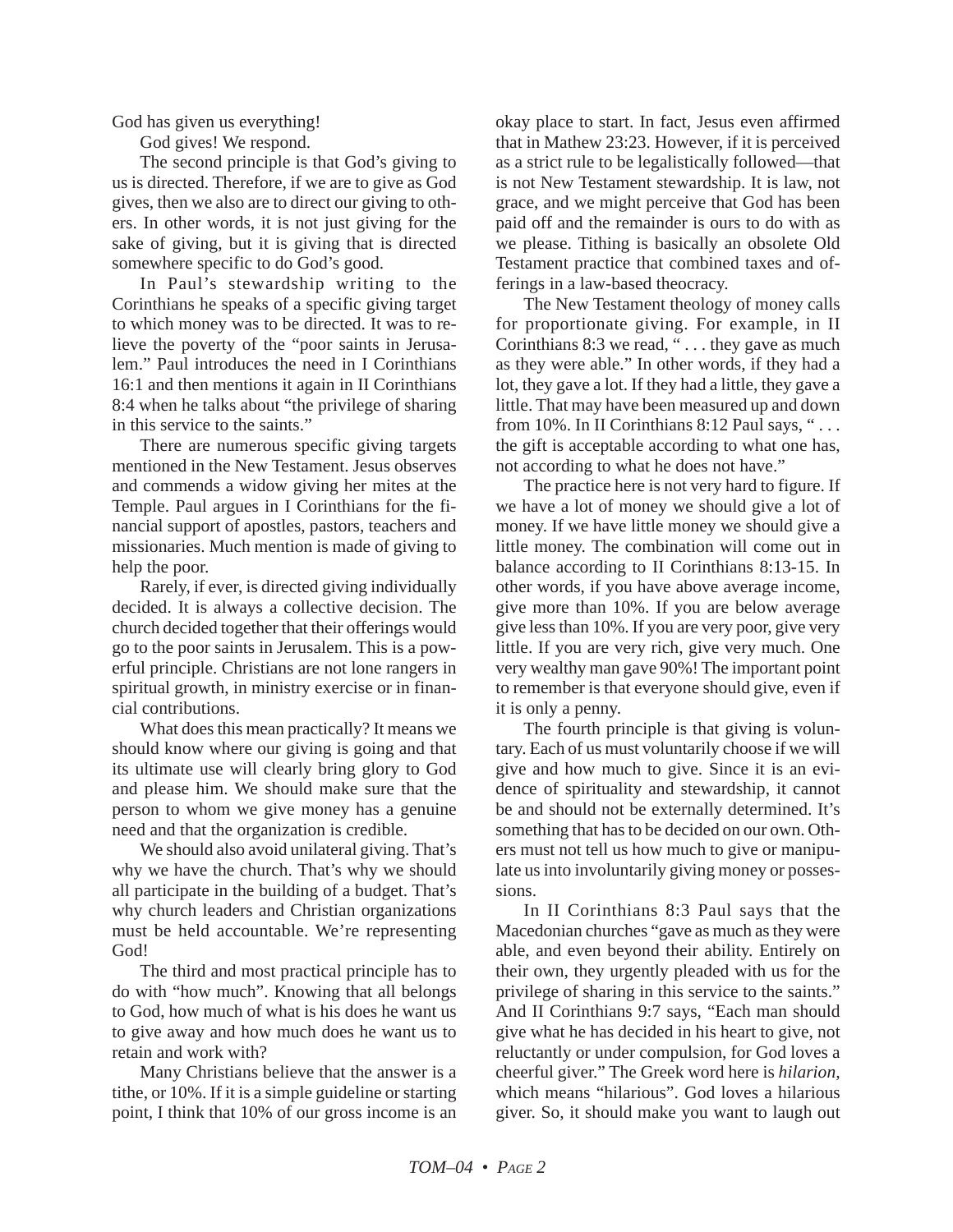God has given us everything!

God gives! We respond.

The second principle is that God's giving to us is directed. Therefore, if we are to give as God gives, then we also are to direct our giving to others. In other words, it is not just giving for the sake of giving, but it is giving that is directed somewhere specific to do God's good.

In Paul's stewardship writing to the Corinthians he speaks of a specific giving target to which money was to be directed. It was to relieve the poverty of the "poor saints in Jerusalem." Paul introduces the need in I Corinthians 16:1 and then mentions it again in II Corinthians 8:4 when he talks about "the privilege of sharing in this service to the saints."

There are numerous specific giving targets mentioned in the New Testament. Jesus observes and commends a widow giving her mites at the Temple. Paul argues in I Corinthians for the financial support of apostles, pastors, teachers and missionaries. Much mention is made of giving to help the poor.

Rarely, if ever, is directed giving individually decided. It is always a collective decision. The church decided together that their offerings would go to the poor saints in Jerusalem. This is a powerful principle. Christians are not lone rangers in spiritual growth, in ministry exercise or in financial contributions.

What does this mean practically? It means we should know where our giving is going and that its ultimate use will clearly bring glory to God and please him. We should make sure that the person to whom we give money has a genuine need and that the organization is credible.

We should also avoid unilateral giving. That's why we have the church. That's why we should all participate in the building of a budget. That's why church leaders and Christian organizations must be held accountable. We're representing God!

The third and most practical principle has to do with "how much". Knowing that all belongs to God, how much of what is his does he want us to give away and how much does he want us to retain and work with?

Many Christians believe that the answer is a tithe, or 10%. If it is a simple guideline or starting point, I think that 10% of our gross income is an okay place to start. In fact, Jesus even affirmed that in Mathew 23:23. However, if it is perceived as a strict rule to be legalistically followed—that is not New Testament stewardship. It is law, not grace, and we might perceive that God has been paid off and the remainder is ours to do with as we please. Tithing is basically an obsolete Old Testament practice that combined taxes and offerings in a law-based theocracy.

The New Testament theology of money calls for proportionate giving. For example, in II Corinthians 8:3 we read, " . . . they gave as much as they were able." In other words, if they had a lot, they gave a lot. If they had a little, they gave a little. That may have been measured up and down from 10%. In II Corinthians 8:12 Paul says, " . . . the gift is acceptable according to what one has, not according to what he does not have."

The practice here is not very hard to figure. If we have a lot of money we should give a lot of money. If we have little money we should give a little money. The combination will come out in balance according to II Corinthians 8:13-15. In other words, if you have above average income, give more than 10%. If you are below average give less than 10%. If you are very poor, give very little. If you are very rich, give very much. One very wealthy man gave 90%! The important point to remember is that everyone should give, even if it is only a penny.

The fourth principle is that giving is voluntary. Each of us must voluntarily choose if we will give and how much to give. Since it is an evidence of spirituality and stewardship, it cannot be and should not be externally determined. It's something that has to be decided on our own. Others must not tell us how much to give or manipulate us into involuntarily giving money or possessions.

In II Corinthians 8:3 Paul says that the Macedonian churches "gave as much as they were able, and even beyond their ability. Entirely on their own, they urgently pleaded with us for the privilege of sharing in this service to the saints." And II Corinthians 9:7 says, "Each man should give what he has decided in his heart to give, not reluctantly or under compulsion, for God loves a cheerful giver." The Greek word here is *hilarion,* which means "hilarious". God loves a hilarious giver. So, it should make you want to laugh out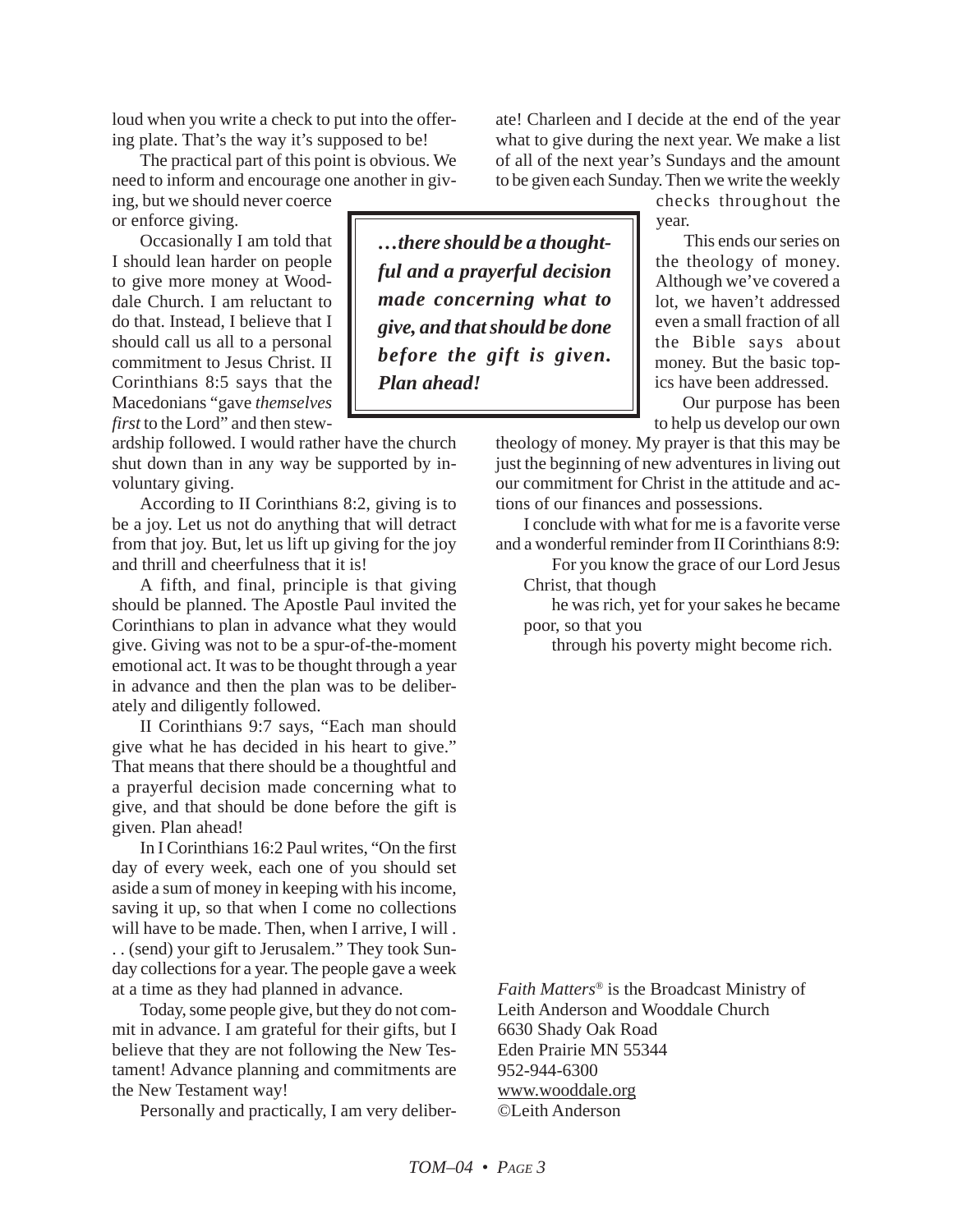loud when you write a check to put into the offering plate. That's the way it's supposed to be!

The practical part of this point is obvious. We need to inform and encourage one another in giving, but we should never coerce or enforce giving.

Occasionally I am told that I should lean harder on people to give more money at Wooddale Church. I am reluctant to do that. Instead, I believe that I should call us all to a personal commitment to Jesus Christ. II Corinthians 8:5 says that the Macedonians "gave *themselves first* to the Lord" and then stewardship followed. I would rather have the church shut down than in any way be supported by involuntary giving.

> ***…there should be a thoughtful and a prayerful decision made concerning what to give, and that should be done before the gift is given. Plan ahead!***

According to II Corinthians 8:2, giving is to be a joy. Let us not do anything that will detract from that joy. But, let us lift up giving for the joy and thrill and cheerfulness that it is!

A fifth, and final, principle is that giving should be planned. The Apostle Paul invited the Corinthians to plan in advance what they would give. Giving was not to be a spur-of-the-moment emotional act. It was to be thought through a year in advance and then the plan was to be deliberately and diligently followed.

II Corinthians 9:7 says, "Each man should give what he has decided in his heart to give." That means that there should be a thoughtful and a prayerful decision made concerning what to give, and that should be done before the gift is given. Plan ahead!

In I Corinthians 16:2 Paul writes, "On the first day of every week, each one of you should set aside a sum of money in keeping with his income, saving it up, so that when I come no collections will have to be made. Then, when I arrive, I will . . . (send) your gift to Jerusalem." They took Sunday collections for a year. The people gave a week at a time as they had planned in advance.

Today, some people give, but they do not commit in advance. I am grateful for their gifts, but I believe that they are not following the New Testament! Advance planning and commitments are the New Testament way!

Personally and practically, I am very deliberate! Charleen and I decide at the end of the year what to give during the next year. We make a list of all of the next year's Sundays and the amount to be given each Sunday. Then we write the weekly checks throughout the year.

This ends our series on the theology of money. Although we've covered a lot, we haven't addressed even a small fraction of all the Bible says about money. But the basic topics have been addressed.

Our purpose has been to help us develop our own theology of money. My prayer is that this may be just the beginning of new adventures in living out our commitment for Christ in the attitude and actions of our finances and possessions.

I conclude with what for me is a favorite verse and a wonderful reminder from II Corinthians 8:9:

> For you know the grace of our Lord Jesus Christ, that though
> he was rich, yet for your sakes he became poor, so that you
> through his poverty might become rich.

*Faith Matters*® is the Broadcast Ministry of
Leith Anderson and Wooddale Church
6630 Shady Oak Road
Eden Prairie MN 55344
952-944-6300
www.wooddale.org
©Leith Anderson